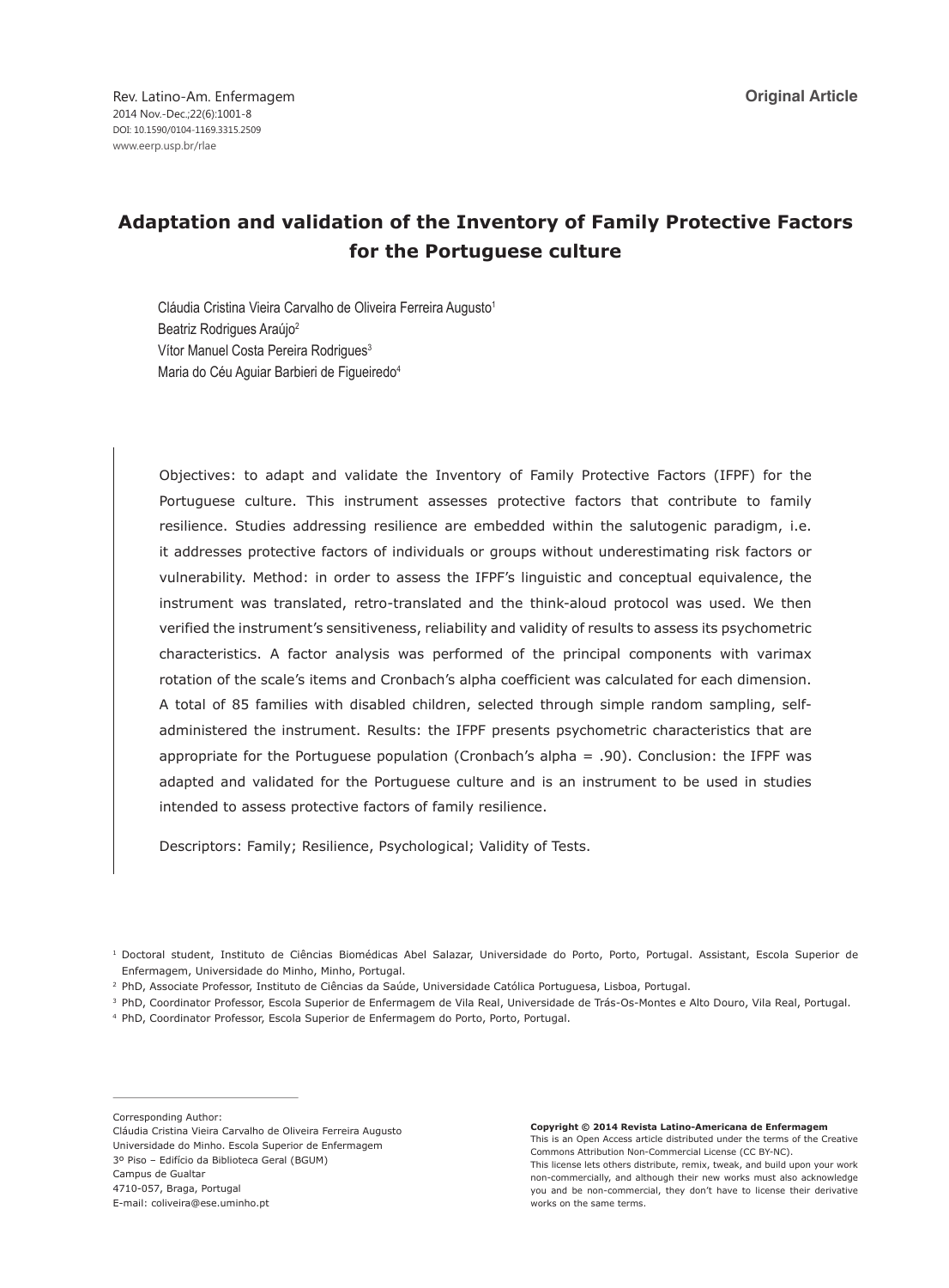Original Article

# Adaptation and validation of the Inventory of Family Protective Factors for the Portuguese culture

Cláudia Cristina Vieira Carvalho de Oliveira Ferreira Augusto[1]
Beatriz Rodrigues Araújo[2]
Vítor Manuel Costa Pereira Rodrigues[3]
Maria do Céu Aguiar Barbieri de Figueiredo[4]

Objectives: to adapt and validate the Inventory of Family Protective Factors (IFPF) for the Portuguese culture. This instrument assesses protective factors that contribute to family resilience. Studies addressing resilience are embedded within the salutogenic paradigm, i.e. it addresses protective factors of individuals or groups without underestimating risk factors or vulnerability. Method: in order to assess the IFPF's linguistic and conceptual equivalence, the instrument was translated, retro-translated and the think-aloud protocol was used. We then verified the instrument's sensitiveness, reliability and validity of results to assess its psychometric characteristics. A factor analysis was performed of the principal components with varimax rotation of the scale's items and Cronbach's alpha coefficient was calculated for each dimension. A total of 85 families with disabled children, selected through simple random sampling, self-administered the instrument. Results: the IFPF presents psychometric characteristics that are appropriate for the Portuguese population (Cronbach's alpha = .90). Conclusion: the IFPF was adapted and validated for the Portuguese culture and is an instrument to be used in studies intended to assess protective factors of family resilience.

Descriptors: Family; Resilience, Psychological; Validity of Tests.

[1] Doctoral student, Instituto de Ciências Biomédicas Abel Salazar, Universidade do Porto, Porto, Portugal. Assistant, Escola Superior de Enfermagem, Universidade do Minho, Minho, Portugal.

[2] PhD, Associate Professor, Instituto de Ciências da Saúde, Universidade Católica Portuguesa, Lisboa, Portugal.

[3] PhD, Coordinator Professor, Escola Superior de Enfermagem de Vila Real, Universidade de Trás-Os-Montes e Alto Douro, Vila Real, Portugal.

[4] PhD, Coordinator Professor, Escola Superior de Enfermagem do Porto, Porto, Portugal.

Corresponding Author:
Cláudia Cristina Vieira Carvalho de Oliveira Ferreira Augusto
Universidade do Minho. Escola Superior de Enfermagem
3º Piso – Edifício da Biblioteca Geral (BGUM)
Campus de Gualtar
4710-057, Braga, Portugal
E-mail: coliveira@ese.uminho.pt

**Copyright © 2014 Revista Latino-Americana de Enfermagem**
This is an Open Access article distributed under the terms of the Creative Commons Attribution Non-Commercial License (CC BY-NC).
This license lets others distribute, remix, tweak, and build upon your work non-commercially, and although their new works must also acknowledge you and be non-commercial, they don't have to license their derivative works on the same terms.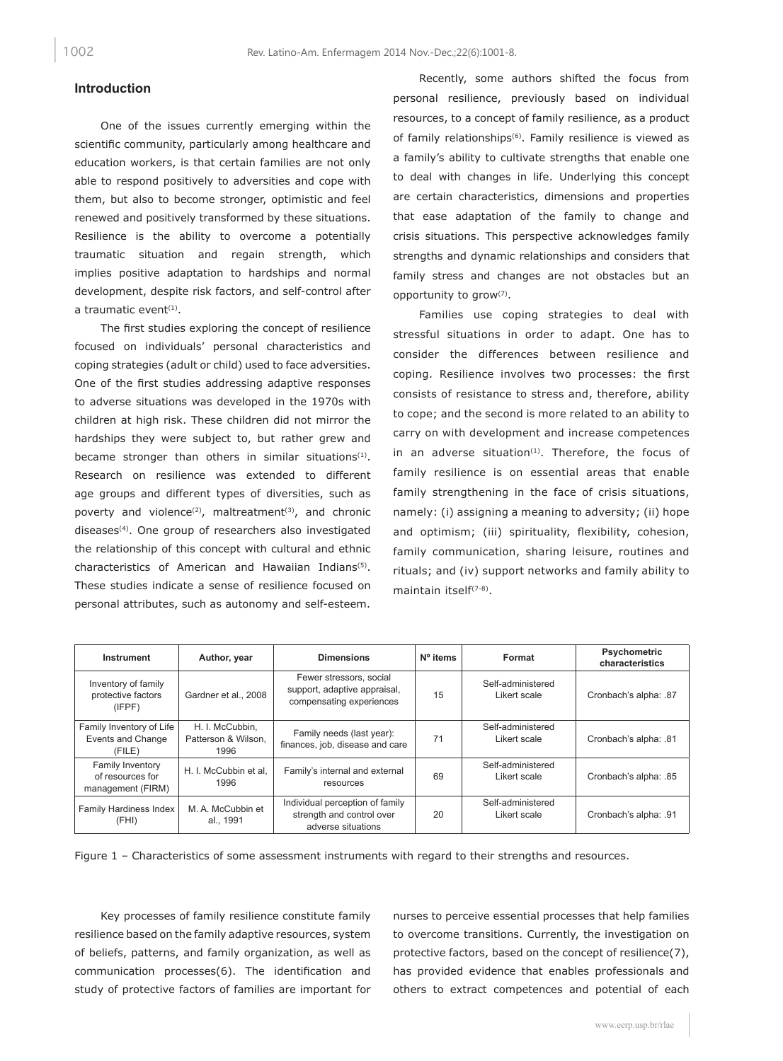## Introduction

One of the issues currently emerging within the scientific community, particularly among healthcare and education workers, is that certain families are not only able to respond positively to adversities and cope with them, but also to become stronger, optimistic and feel renewed and positively transformed by these situations. Resilience is the ability to overcome a potentially traumatic situation and regain strength, which implies positive adaptation to hardships and normal development, despite risk factors, and self-control after a traumatic event[1].

The first studies exploring the concept of resilience focused on individuals' personal characteristics and coping strategies (adult or child) used to face adversities. One of the first studies addressing adaptive responses to adverse situations was developed in the 1970s with children at high risk. These children did not mirror the hardships they were subject to, but rather grew and became stronger than others in similar situations[1]. Research on resilience was extended to different age groups and different types of diversities, such as poverty and violence[2], maltreatment[3], and chronic diseases[4]. One group of researchers also investigated the relationship of this concept with cultural and ethnic characteristics of American and Hawaiian Indians[5]. These studies indicate a sense of resilience focused on personal attributes, such as autonomy and self-esteem.

Recently, some authors shifted the focus from personal resilience, previously based on individual resources, to a concept of family resilience, as a product of family relationships[6]. Family resilience is viewed as a family's ability to cultivate strengths that enable one to deal with changes in life. Underlying this concept are certain characteristics, dimensions and properties that ease adaptation of the family to change and crisis situations. This perspective acknowledges family strengths and dynamic relationships and considers that family stress and changes are not obstacles but an opportunity to grow[7].

Families use coping strategies to deal with stressful situations in order to adapt. One has to consider the differences between resilience and coping. Resilience involves two processes: the first consists of resistance to stress and, therefore, ability to cope; and the second is more related to an ability to carry on with development and increase competences in an adverse situation[1]. Therefore, the focus of family resilience is on essential areas that enable family strengthening in the face of crisis situations, namely: (i) assigning a meaning to adversity; (ii) hope and optimism; (iii) spirituality, flexibility, cohesion, family communication, sharing leisure, routines and rituals; and (iv) support networks and family ability to maintain itself[7-8].

| Instrument | Author, year | Dimensions | Nº items | Format | Psychometric characteristics |
|---|---|---|---|---|---|
| Inventory of family protective factors (IFPF) | Gardner et al., 2008 | Fewer stressors, social support, adaptive appraisal, compensating experiences | 15 | Self-administered Likert scale | Cronbach's alpha: .87 |
| Family Inventory of Life Events and Change (FILE) | H. I. McCubbin, Patterson & Wilson, 1996 | Family needs (last year): finances, job, disease and care | 71 | Self-administered Likert scale | Cronbach's alpha: .81 |
| Family Inventory of resources for management (FIRM) | H. I. McCubbin et al, 1996 | Family's internal and external resources | 69 | Self-administered Likert scale | Cronbach's alpha: .85 |
| Family Hardiness Index (FHI) | M. A. McCubbin et al., 1991 | Individual perception of family strength and control over adverse situations | 20 | Self-administered Likert scale | Cronbach's alpha: .91 |

Figure 1 – Characteristics of some assessment instruments with regard to their strengths and resources.

Key processes of family resilience constitute family resilience based on the family adaptive resources, system of beliefs, patterns, and family organization, as well as communication processes(6). The identification and study of protective factors of families are important for nurses to perceive essential processes that help families to overcome transitions. Currently, the investigation on protective factors, based on the concept of resilience(7), has provided evidence that enables professionals and others to extract competences and potential of each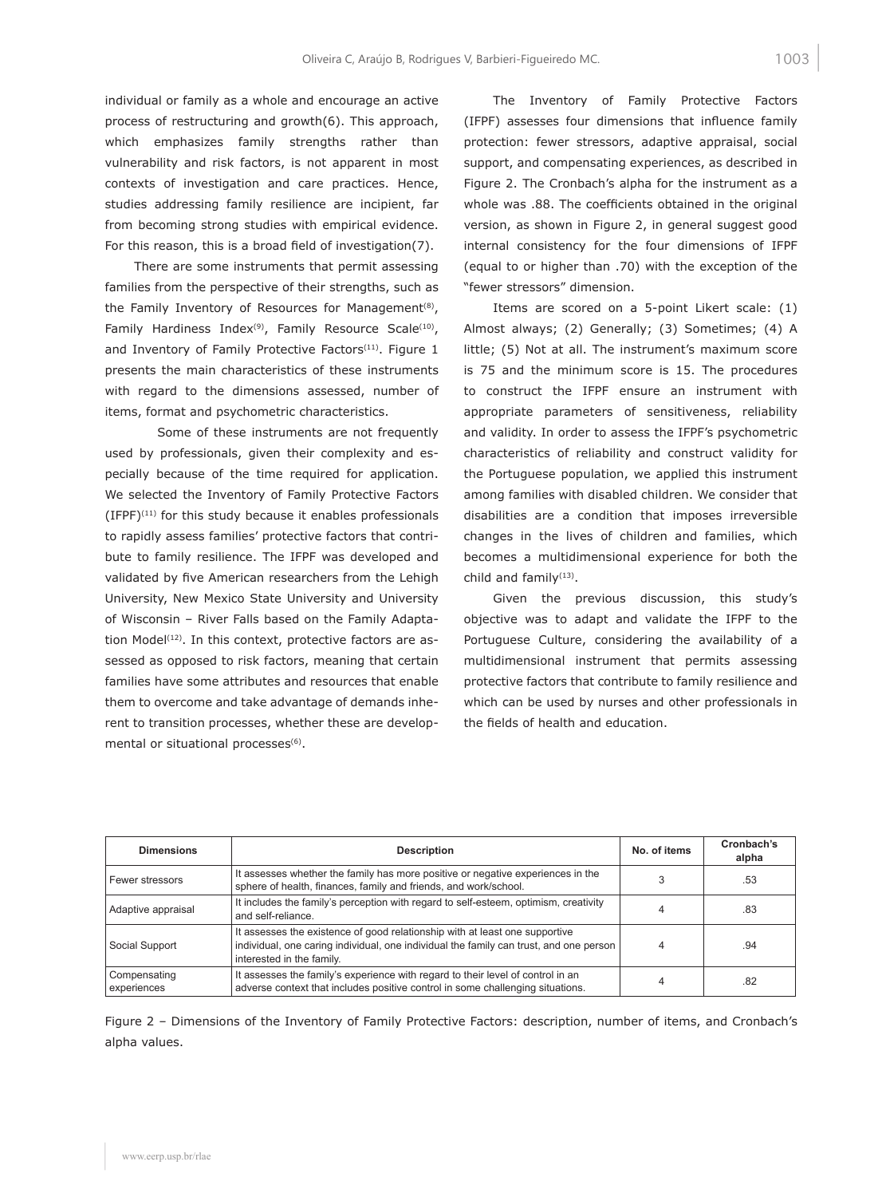individual or family as a whole and encourage an active process of restructuring and growth(6). This approach, which emphasizes family strengths rather than vulnerability and risk factors, is not apparent in most contexts of investigation and care practices. Hence, studies addressing family resilience are incipient, far from becoming strong studies with empirical evidence. For this reason, this is a broad field of investigation(7).

There are some instruments that permit assessing families from the perspective of their strengths, such as the Family Inventory of Resources for Management[8], Family Hardiness Index[9], Family Resource Scale[10], and Inventory of Family Protective Factors[11]. Figure 1 presents the main characteristics of these instruments with regard to the dimensions assessed, number of items, format and psychometric characteristics.

Some of these instruments are not frequently used by professionals, given their complexity and especially because of the time required for application. We selected the Inventory of Family Protective Factors (IFPF)[11] for this study because it enables professionals to rapidly assess families' protective factors that contribute to family resilience. The IFPF was developed and validated by five American researchers from the Lehigh University, New Mexico State University and University of Wisconsin – River Falls based on the Family Adaptation Model[12]. In this context, protective factors are assessed as opposed to risk factors, meaning that certain families have some attributes and resources that enable them to overcome and take advantage of demands inherent to transition processes, whether these are developmental or situational processes[6].

The Inventory of Family Protective Factors (IFPF) assesses four dimensions that influence family protection: fewer stressors, adaptive appraisal, social support, and compensating experiences, as described in Figure 2. The Cronbach's alpha for the instrument as a whole was .88. The coefficients obtained in the original version, as shown in Figure 2, in general suggest good internal consistency for the four dimensions of IFPF (equal to or higher than .70) with the exception of the "fewer stressors" dimension.

Items are scored on a 5-point Likert scale: (1) Almost always; (2) Generally; (3) Sometimes; (4) A little; (5) Not at all. The instrument's maximum score is 75 and the minimum score is 15. The procedures to construct the IFPF ensure an instrument with appropriate parameters of sensitiveness, reliability and validity. In order to assess the IFPF's psychometric characteristics of reliability and construct validity for the Portuguese population, we applied this instrument among families with disabled children. We consider that disabilities are a condition that imposes irreversible changes in the lives of children and families, which becomes a multidimensional experience for both the child and family[13].

Given the previous discussion, this study's objective was to adapt and validate the IFPF to the Portuguese Culture, considering the availability of a multidimensional instrument that permits assessing protective factors that contribute to family resilience and which can be used by nurses and other professionals in the fields of health and education.

| Dimensions | Description | No. of items | Cronbach's alpha |
|---|---|---|---|
| Fewer stressors | It assesses whether the family has more positive or negative experiences in the sphere of health, finances, family and friends, and work/school. | 3 | .53 |
| Adaptive appraisal | It includes the family's perception with regard to self-esteem, optimism, creativity and self-reliance. | 4 | .83 |
| Social Support | It assesses the existence of good relationship with at least one supportive individual, one caring individual, one individual the family can trust, and one person interested in the family. | 4 | .94 |
| Compensating experiences | It assesses the family's experience with regard to their level of control in an adverse context that includes positive control in some challenging situations. | 4 | .82 |

Figure 2 – Dimensions of the Inventory of Family Protective Factors: description, number of items, and Cronbach's alpha values.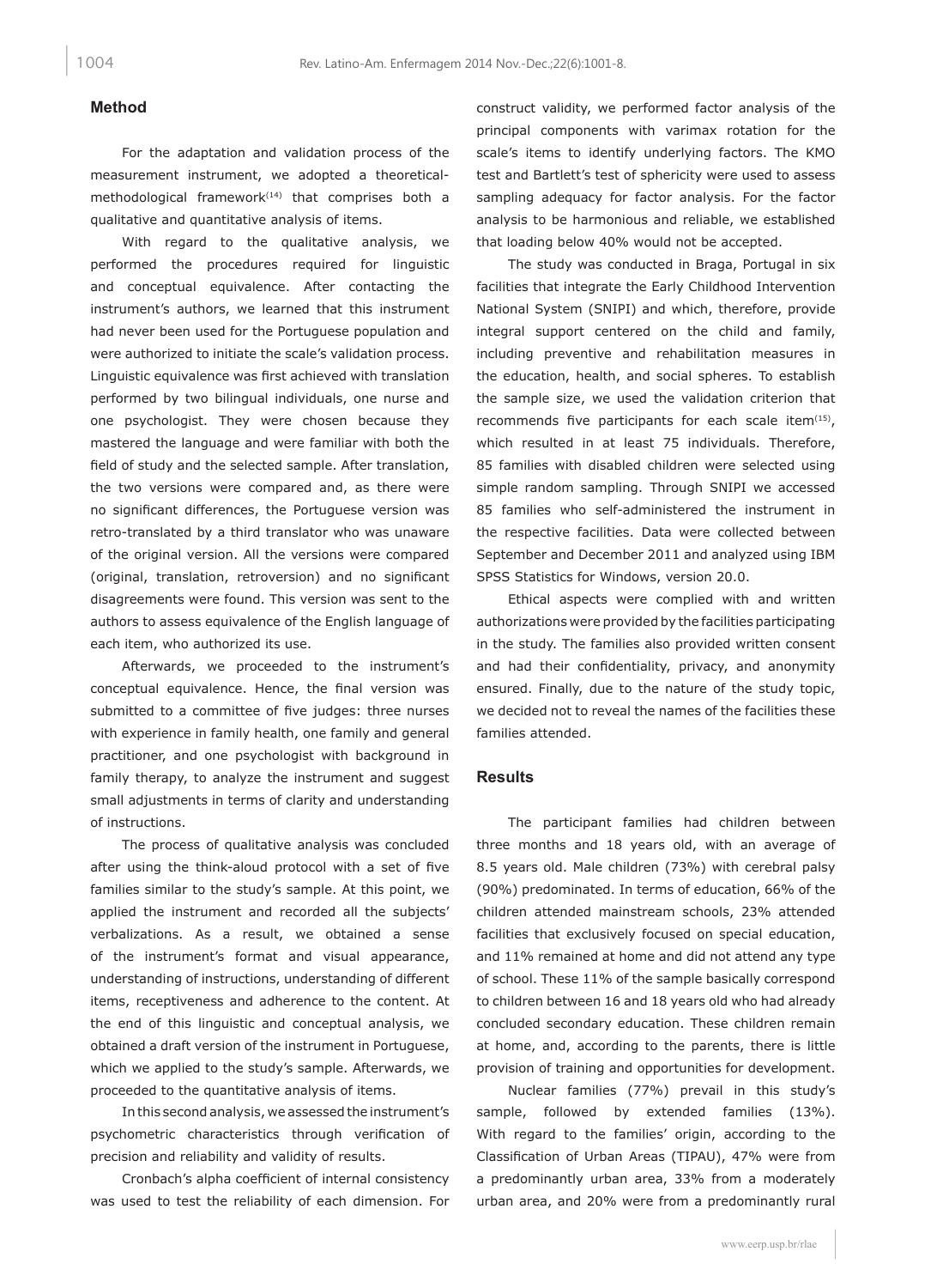## Method

For the adaptation and validation process of the measurement instrument, we adopted a theoretical-methodological framework[14] that comprises both a qualitative and quantitative analysis of items.

With regard to the qualitative analysis, we performed the procedures required for linguistic and conceptual equivalence. After contacting the instrument's authors, we learned that this instrument had never been used for the Portuguese population and were authorized to initiate the scale's validation process. Linguistic equivalence was first achieved with translation performed by two bilingual individuals, one nurse and one psychologist. They were chosen because they mastered the language and were familiar with both the field of study and the selected sample. After translation, the two versions were compared and, as there were no significant differences, the Portuguese version was retro-translated by a third translator who was unaware of the original version. All the versions were compared (original, translation, retroversion) and no significant disagreements were found. This version was sent to the authors to assess equivalence of the English language of each item, who authorized its use.

Afterwards, we proceeded to the instrument's conceptual equivalence. Hence, the final version was submitted to a committee of five judges: three nurses with experience in family health, one family and general practitioner, and one psychologist with background in family therapy, to analyze the instrument and suggest small adjustments in terms of clarity and understanding of instructions.

The process of qualitative analysis was concluded after using the think-aloud protocol with a set of five families similar to the study's sample. At this point, we applied the instrument and recorded all the subjects' verbalizations. As a result, we obtained a sense of the instrument's format and visual appearance, understanding of instructions, understanding of different items, receptiveness and adherence to the content. At the end of this linguistic and conceptual analysis, we obtained a draft version of the instrument in Portuguese, which we applied to the study's sample. Afterwards, we proceeded to the quantitative analysis of items.

In this second analysis, we assessed the instrument's psychometric characteristics through verification of precision and reliability and validity of results.

Cronbach's alpha coefficient of internal consistency was used to test the reliability of each dimension. For construct validity, we performed factor analysis of the principal components with varimax rotation for the scale's items to identify underlying factors. The KMO test and Bartlett's test of sphericity were used to assess sampling adequacy for factor analysis. For the factor analysis to be harmonious and reliable, we established that loading below 40% would not be accepted.

The study was conducted in Braga, Portugal in six facilities that integrate the Early Childhood Intervention National System (SNIPI) and which, therefore, provide integral support centered on the child and family, including preventive and rehabilitation measures in the education, health, and social spheres. To establish the sample size, we used the validation criterion that recommends five participants for each scale item[15], which resulted in at least 75 individuals. Therefore, 85 families with disabled children were selected using simple random sampling. Through SNIPI we accessed 85 families who self-administered the instrument in the respective facilities. Data were collected between September and December 2011 and analyzed using IBM SPSS Statistics for Windows, version 20.0.

Ethical aspects were complied with and written authorizations were provided by the facilities participating in the study. The families also provided written consent and had their confidentiality, privacy, and anonymity ensured. Finally, due to the nature of the study topic, we decided not to reveal the names of the facilities these families attended.

## Results

The participant families had children between three months and 18 years old, with an average of 8.5 years old. Male children (73%) with cerebral palsy (90%) predominated. In terms of education, 66% of the children attended mainstream schools, 23% attended facilities that exclusively focused on special education, and 11% remained at home and did not attend any type of school. These 11% of the sample basically correspond to children between 16 and 18 years old who had already concluded secondary education. These children remain at home, and, according to the parents, there is little provision of training and opportunities for development.

Nuclear families (77%) prevail in this study's sample, followed by extended families (13%). With regard to the families' origin, according to the Classification of Urban Areas (TIPAU), 47% were from a predominantly urban area, 33% from a moderately urban area, and 20% were from a predominantly rural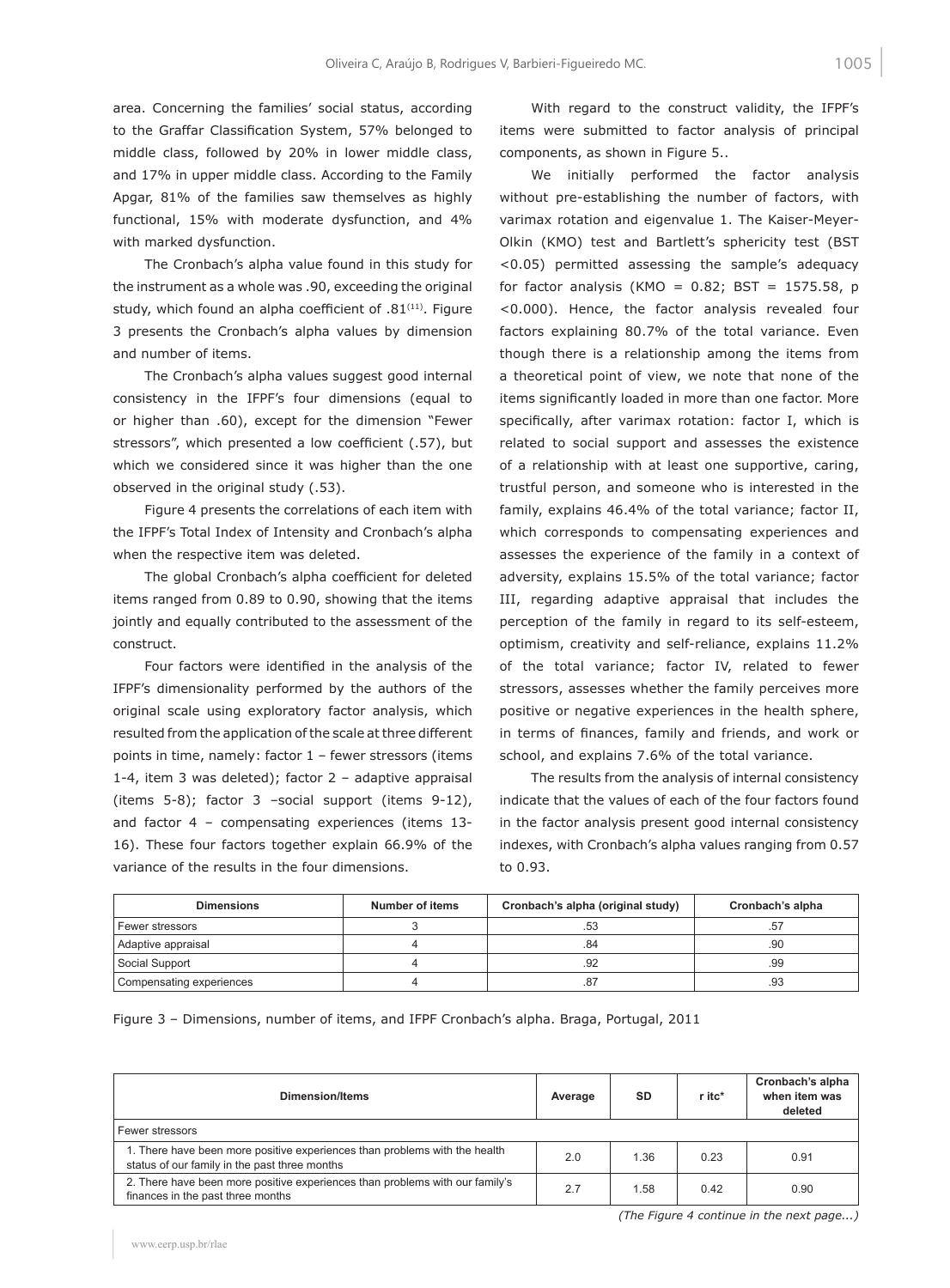area. Concerning the families' social status, according to the Graffar Classification System, 57% belonged to middle class, followed by 20% in lower middle class, and 17% in upper middle class. According to the Family Apgar, 81% of the families saw themselves as highly functional, 15% with moderate dysfunction, and 4% with marked dysfunction.

The Cronbach's alpha value found in this study for the instrument as a whole was .90, exceeding the original study, which found an alpha coefficient of .81[11]. Figure 3 presents the Cronbach's alpha values by dimension and number of items.

The Cronbach's alpha values suggest good internal consistency in the IFPF's four dimensions (equal to or higher than .60), except for the dimension "Fewer stressors", which presented a low coefficient (.57), but which we considered since it was higher than the one observed in the original study (.53).

Figure 4 presents the correlations of each item with the IFPF's Total Index of Intensity and Cronbach's alpha when the respective item was deleted.

The global Cronbach's alpha coefficient for deleted items ranged from 0.89 to 0.90, showing that the items jointly and equally contributed to the assessment of the construct.

Four factors were identified in the analysis of the IFPF's dimensionality performed by the authors of the original scale using exploratory factor analysis, which resulted from the application of the scale at three different points in time, namely: factor 1 – fewer stressors (items 1-4, item 3 was deleted); factor 2 – adaptive appraisal (items 5-8); factor 3 –social support (items 9-12), and factor 4 – compensating experiences (items 13-16). These four factors together explain 66.9% of the variance of the results in the four dimensions.

With regard to the construct validity, the IFPF's items were submitted to factor analysis of principal components, as shown in Figure 5..

We initially performed the factor analysis without pre-establishing the number of factors, with varimax rotation and eigenvalue 1. The Kaiser-Meyer-Olkin (KMO) test and Bartlett's sphericity test (BST <0.05) permitted assessing the sample's adequacy for factor analysis (KMO = 0.82; BST = 1575.58, p <0.000). Hence, the factor analysis revealed four factors explaining 80.7% of the total variance. Even though there is a relationship among the items from a theoretical point of view, we note that none of the items significantly loaded in more than one factor. More specifically, after varimax rotation: factor I, which is related to social support and assesses the existence of a relationship with at least one supportive, caring, trustful person, and someone who is interested in the family, explains 46.4% of the total variance; factor II, which corresponds to compensating experiences and assesses the experience of the family in a context of adversity, explains 15.5% of the total variance; factor III, regarding adaptive appraisal that includes the perception of the family in regard to its self-esteem, optimism, creativity and self-reliance, explains 11.2% of the total variance; factor IV, related to fewer stressors, assesses whether the family perceives more positive or negative experiences in the health sphere, in terms of finances, family and friends, and work or school, and explains 7.6% of the total variance.

The results from the analysis of internal consistency indicate that the values of each of the four factors found in the factor analysis present good internal consistency indexes, with Cronbach's alpha values ranging from 0.57 to 0.93.

| Dimensions | Number of items | Cronbach's alpha (original study) | Cronbach's alpha |
|---|---|---|---|
| Fewer stressors | 3 | .53 | .57 |
| Adaptive appraisal | 4 | .84 | .90 |
| Social Support | 4 | .92 | .99 |
| Compensating experiences | 4 | .87 | .93 |

Figure 3 – Dimensions, number of items, and IFPF Cronbach's alpha. Braga, Portugal, 2011

| Dimension/Items | Average | SD | r itc* | Cronbach's alpha when item was deleted |
|---|---|---|---|---|
| Fewer stressors | | | | |
| 1. There have been more positive experiences than problems with the health status of our family in the past three months | 2.0 | 1.36 | 0.23 | 0.91 |
| 2. There have been more positive experiences than problems with our family's finances in the past three months | 2.7 | 1.58 | 0.42 | 0.90 |

*(The Figure 4 continue in the next page...)*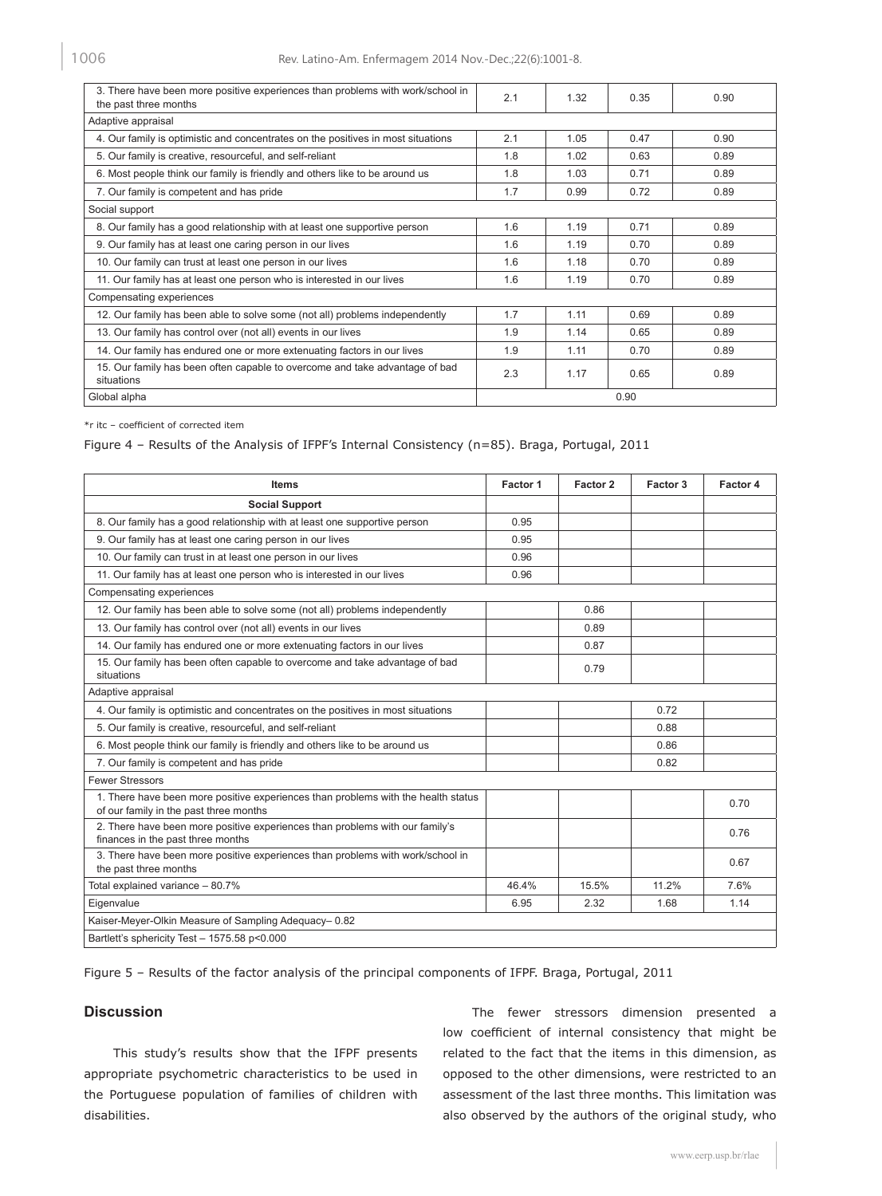| | | | | |
|---|---|---|---|---|
| 3. There have been more positive experiences than problems with work/school in the past three months | 2.1 | 1.32 | 0.35 | 0.90 |
| Adaptive appraisal | | | | |
| 4. Our family is optimistic and concentrates on the positives in most situations | 2.1 | 1.05 | 0.47 | 0.90 |
| 5. Our family is creative, resourceful, and self-reliant | 1.8 | 1.02 | 0.63 | 0.89 |
| 6. Most people think our family is friendly and others like to be around us | 1.8 | 1.03 | 0.71 | 0.89 |
| 7. Our family is competent and has pride | 1.7 | 0.99 | 0.72 | 0.89 |
| Social support | | | | |
| 8. Our family has a good relationship with at least one supportive person | 1.6 | 1.19 | 0.71 | 0.89 |
| 9. Our family has at least one caring person in our lives | 1.6 | 1.19 | 0.70 | 0.89 |
| 10. Our family can trust at least one person in our lives | 1.6 | 1.18 | 0.70 | 0.89 |
| 11. Our family has at least one person who is interested in our lives | 1.6 | 1.19 | 0.70 | 0.89 |
| Compensating experiences | | | | |
| 12. Our family has been able to solve some (not all) problems independently | 1.7 | 1.11 | 0.69 | 0.89 |
| 13. Our family has control over (not all) events in our lives | 1.9 | 1.14 | 0.65 | 0.89 |
| 14. Our family has endured one or more extenuating factors in our lives | 1.9 | 1.11 | 0.70 | 0.89 |
| 15. Our family has been often capable to overcome and take advantage of bad situations | 2.3 | 1.17 | 0.65 | 0.89 |
| Global alpha | 0.90 | | | |

*r itc – coefficient of corrected item

Figure 4 – Results of the Analysis of IFPF's Internal Consistency (n=85). Braga, Portugal, 2011

| Items | Factor 1 | Factor 2 | Factor 3 | Factor 4 |
|---|---|---|---|---|
| **Social Support** | | | | |
| 8. Our family has a good relationship with at least one supportive person | 0.95 | | | |
| 9. Our family has at least one caring person in our lives | 0.95 | | | |
| 10. Our family can trust in at least one person in our lives | 0.96 | | | |
| 11. Our family has at least one person who is interested in our lives | 0.96 | | | |
| Compensating experiences | | | | |
| 12. Our family has been able to solve some (not all) problems independently | | 0.86 | | |
| 13. Our family has control over (not all) events in our lives | | 0.89 | | |
| 14. Our family has endured one or more extenuating factors in our lives | | 0.87 | | |
| 15. Our family has been often capable to overcome and take advantage of bad situations | | 0.79 | | |
| Adaptive appraisal | | | | |
| 4. Our family is optimistic and concentrates on the positives in most situations | | | 0.72 | |
| 5. Our family is creative, resourceful, and self-reliant | | | 0.88 | |
| 6. Most people think our family is friendly and others like to be around us | | | 0.86 | |
| 7. Our family is competent and has pride | | | 0.82 | |
| Fewer Stressors | | | | |
| 1. There have been more positive experiences than problems with the health status of our family in the past three months | | | | 0.70 |
| 2. There have been more positive experiences than problems with our family's finances in the past three months | | | | 0.76 |
| 3. There have been more positive experiences than problems with work/school in the past three months | | | | 0.67 |
| Total explained variance – 80.7% | 46.4% | 15.5% | 11.2% | 7.6% |
| Eigenvalue | 6.95 | 2.32 | 1.68 | 1.14 |
| Kaiser-Meyer-Olkin Measure of Sampling Adequacy– 0.82 | | | | |
| Bartlett's sphericity Test – 1575.58 p<0.000 | | | | |

Figure 5 – Results of the factor analysis of the principal components of IFPF. Braga, Portugal, 2011

## Discussion

This study's results show that the IFPF presents appropriate psychometric characteristics to be used in the Portuguese population of families of children with disabilities.

The fewer stressors dimension presented a low coefficient of internal consistency that might be related to the fact that the items in this dimension, as opposed to the other dimensions, were restricted to an assessment of the last three months. This limitation was also observed by the authors of the original study, who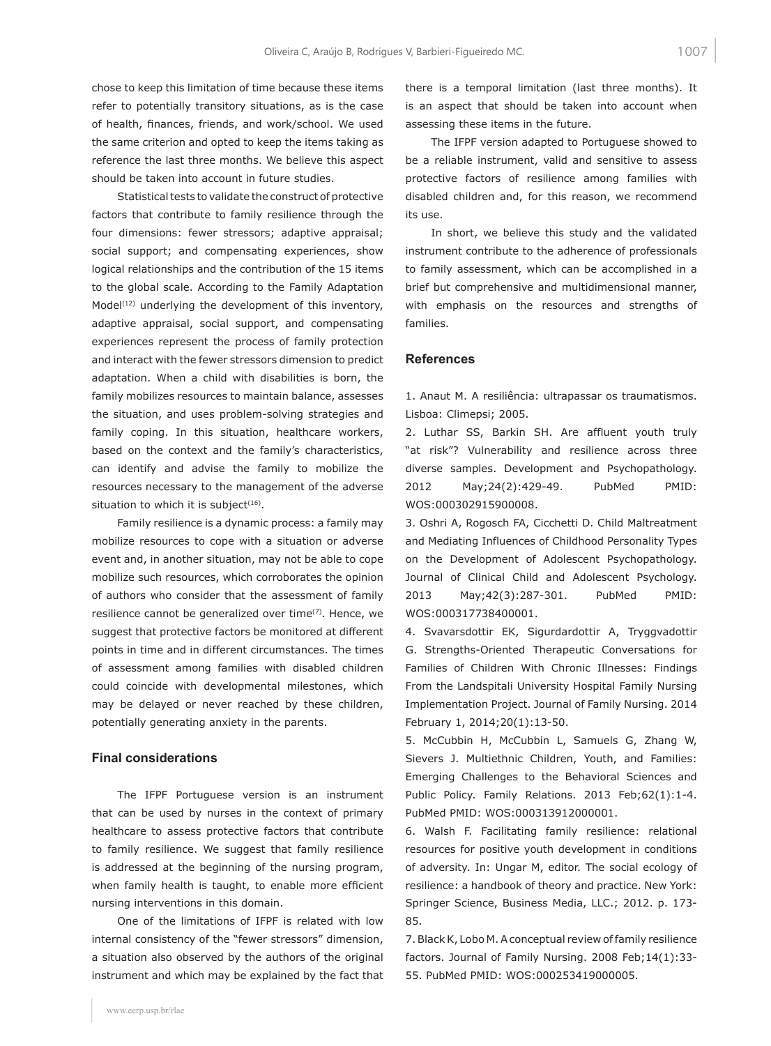chose to keep this limitation of time because these items refer to potentially transitory situations, as is the case of health, finances, friends, and work/school. We used the same criterion and opted to keep the items taking as reference the last three months. We believe this aspect should be taken into account in future studies.

Statistical tests to validate the construct of protective factors that contribute to family resilience through the four dimensions: fewer stressors; adaptive appraisal; social support; and compensating experiences, show logical relationships and the contribution of the 15 items to the global scale. According to the Family Adaptation Model[12] underlying the development of this inventory, adaptive appraisal, social support, and compensating experiences represent the process of family protection and interact with the fewer stressors dimension to predict adaptation. When a child with disabilities is born, the family mobilizes resources to maintain balance, assesses the situation, and uses problem-solving strategies and family coping. In this situation, healthcare workers, based on the context and the family's characteristics, can identify and advise the family to mobilize the resources necessary to the management of the adverse situation to which it is subject[16].

Family resilience is a dynamic process: a family may mobilize resources to cope with a situation or adverse event and, in another situation, may not be able to cope mobilize such resources, which corroborates the opinion of authors who consider that the assessment of family resilience cannot be generalized over time[7]. Hence, we suggest that protective factors be monitored at different points in time and in different circumstances. The times of assessment among families with disabled children could coincide with developmental milestones, which may be delayed or never reached by these children, potentially generating anxiety in the parents.

## Final considerations

The IFPF Portuguese version is an instrument that can be used by nurses in the context of primary healthcare to assess protective factors that contribute to family resilience. We suggest that family resilience is addressed at the beginning of the nursing program, when family health is taught, to enable more efficient nursing interventions in this domain.

One of the limitations of IFPF is related with low internal consistency of the "fewer stressors" dimension, a situation also observed by the authors of the original instrument and which may be explained by the fact that there is a temporal limitation (last three months). It is an aspect that should be taken into account when assessing these items in the future.

The IFPF version adapted to Portuguese showed to be a reliable instrument, valid and sensitive to assess protective factors of resilience among families with disabled children and, for this reason, we recommend its use.

In short, we believe this study and the validated instrument contribute to the adherence of professionals to family assessment, which can be accomplished in a brief but comprehensive and multidimensional manner, with emphasis on the resources and strengths of families.

## References

1. Anaut M. A resiliência: ultrapassar os traumatismos. Lisboa: Climepsi; 2005.
2. Luthar SS, Barkin SH. Are affluent youth truly "at risk"? Vulnerability and resilience across three diverse samples. Development and Psychopathology. 2012 May;24(2):429-49. PubMed PMID: WOS:000302915900008.
3. Oshri A, Rogosch FA, Cicchetti D. Child Maltreatment and Mediating Influences of Childhood Personality Types on the Development of Adolescent Psychopathology. Journal of Clinical Child and Adolescent Psychology. 2013 May;42(3):287-301. PubMed PMID: WOS:000317738400001.
4. Svavarsdottir EK, Sigurdardottir A, Tryggvadottir G. Strengths-Oriented Therapeutic Conversations for Families of Children With Chronic Illnesses: Findings From the Landspitali University Hospital Family Nursing Implementation Project. Journal of Family Nursing. 2014 February 1, 2014;20(1):13-50.
5. McCubbin H, McCubbin L, Samuels G, Zhang W, Sievers J. Multiethnic Children, Youth, and Families: Emerging Challenges to the Behavioral Sciences and Public Policy. Family Relations. 2013 Feb;62(1):1-4. PubMed PMID: WOS:000313912000001.
6. Walsh F. Facilitating family resilience: relational resources for positive youth development in conditions of adversity. In: Ungar M, editor. The social ecology of resilience: a handbook of theory and practice. New York: Springer Science, Business Media, LLC.; 2012. p. 173-85.
7. Black K, Lobo M. A conceptual review of family resilience factors. Journal of Family Nursing. 2008 Feb;14(1):33-55. PubMed PMID: WOS:000253419000005.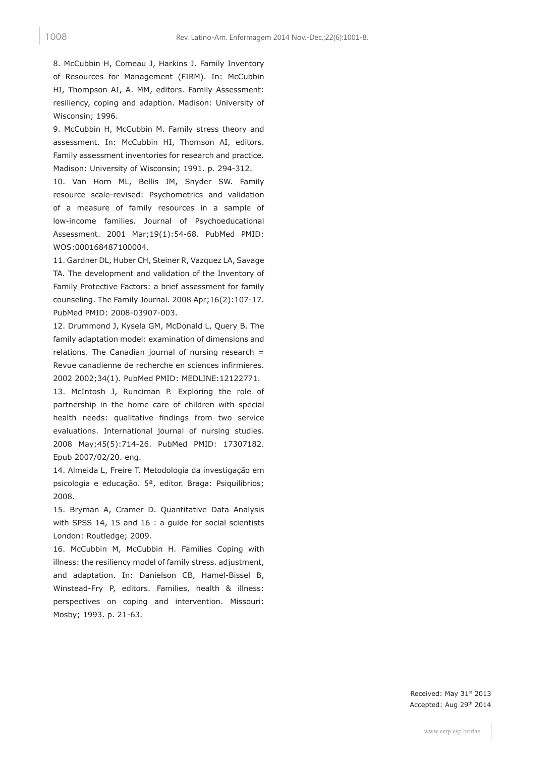8. McCubbin H, Comeau J, Harkins J. Family Inventory of Resources for Management (FIRM). In: McCubbin HI, Thompson AI, A. MM, editors. Family Assessment: resiliency, coping and adaption. Madison: University of Wisconsin; 1996.

9. McCubbin H, McCubbin M. Family stress theory and assessment. In: McCubbin HI, Thomson AI, editors. Family assessment inventories for research and practice. Madison: University of Wisconsin; 1991. p. 294-312.

10. Van Horn ML, Bellis JM, Snyder SW. Family resource scale-revised: Psychometrics and validation of a measure of family resources in a sample of low-income families. Journal of Psychoeducational Assessment. 2001 Mar;19(1):54-68. PubMed PMID: WOS:000168487100004.

11. Gardner DL, Huber CH, Steiner R, Vazquez LA, Savage TA. The development and validation of the Inventory of Family Protective Factors: a brief assessment for family counseling. The Family Journal. 2008 Apr;16(2):107-17. PubMed PMID: 2008-03907-003.

12. Drummond J, Kysela GM, McDonald L, Query B. The family adaptation model: examination of dimensions and relations. The Canadian journal of nursing research = Revue canadienne de recherche en sciences infirmieres. 2002 2002;34(1). PubMed PMID: MEDLINE:12122771.

13. McIntosh J, Runciman P. Exploring the role of partnership in the home care of children with special health needs: qualitative findings from two service evaluations. International journal of nursing studies. 2008 May;45(5):714-26. PubMed PMID: 17307182. Epub 2007/02/20. eng.

14. Almeida L, Freire T. Metodologia da investigação em psicologia e educação. 5ª, editor. Braga: Psiquilibrios; 2008.

15. Bryman A, Cramer D. Quantitative Data Analysis with SPSS 14, 15 and 16 : a guide for social scientists London: Routledge; 2009.

16. McCubbin M, McCubbin H. Families Coping with illness: the resiliency model of family stress. adjustment, and adaptation. In: Danielson CB, Hamel-Bissel B, Winstead-Fry P, editors. Families, health & illness: perspectives on coping and intervention. Missouri: Mosby; 1993. p. 21-63.

Received: May 31st 2013
Accepted: Aug 29th 2014